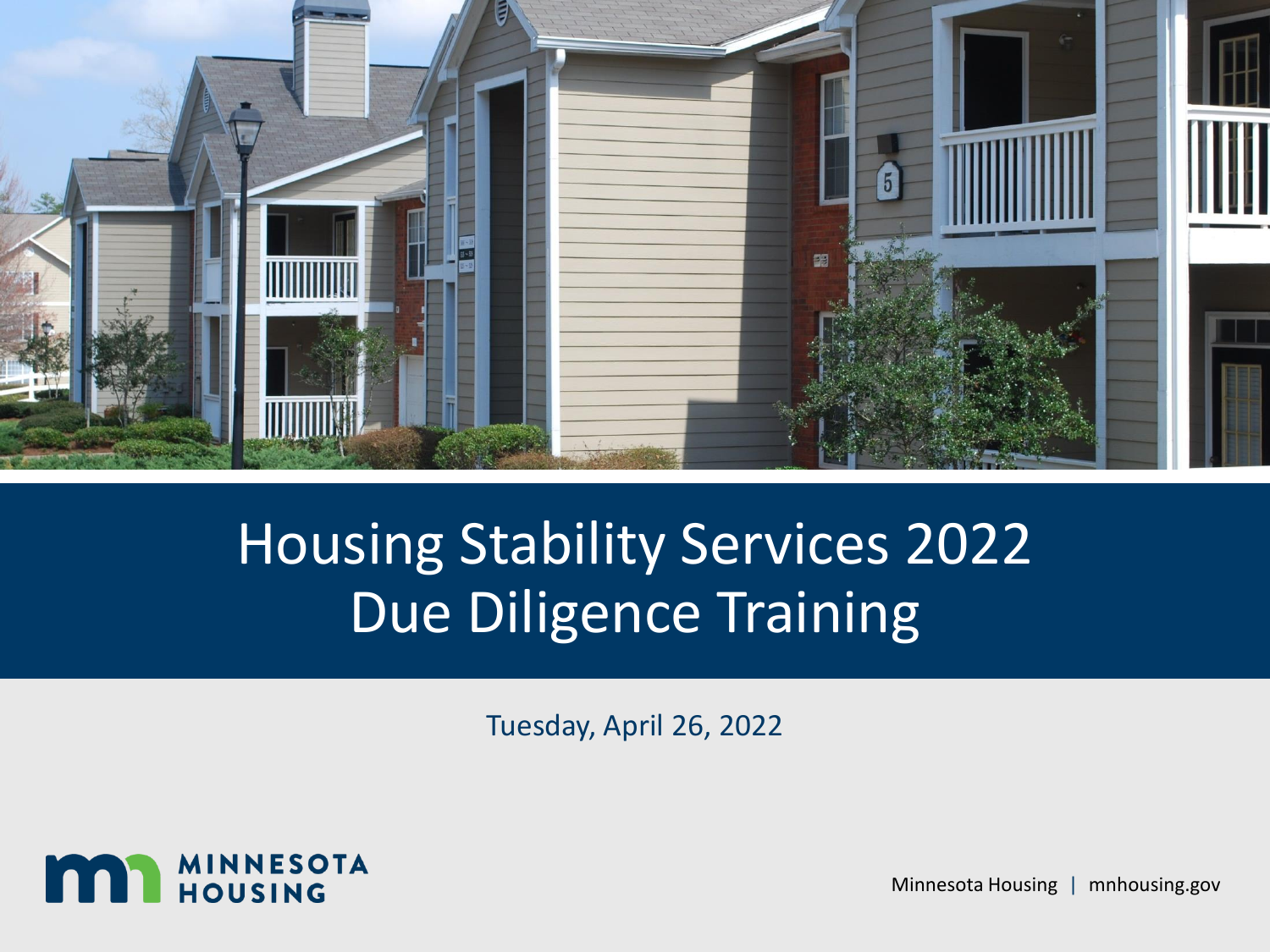# Housing Stability Services 2022 Due Diligence Training

Tuesday, April 26, 2022

MINNESOTA HOUSING

Minnesota Housing | mnhousing.gov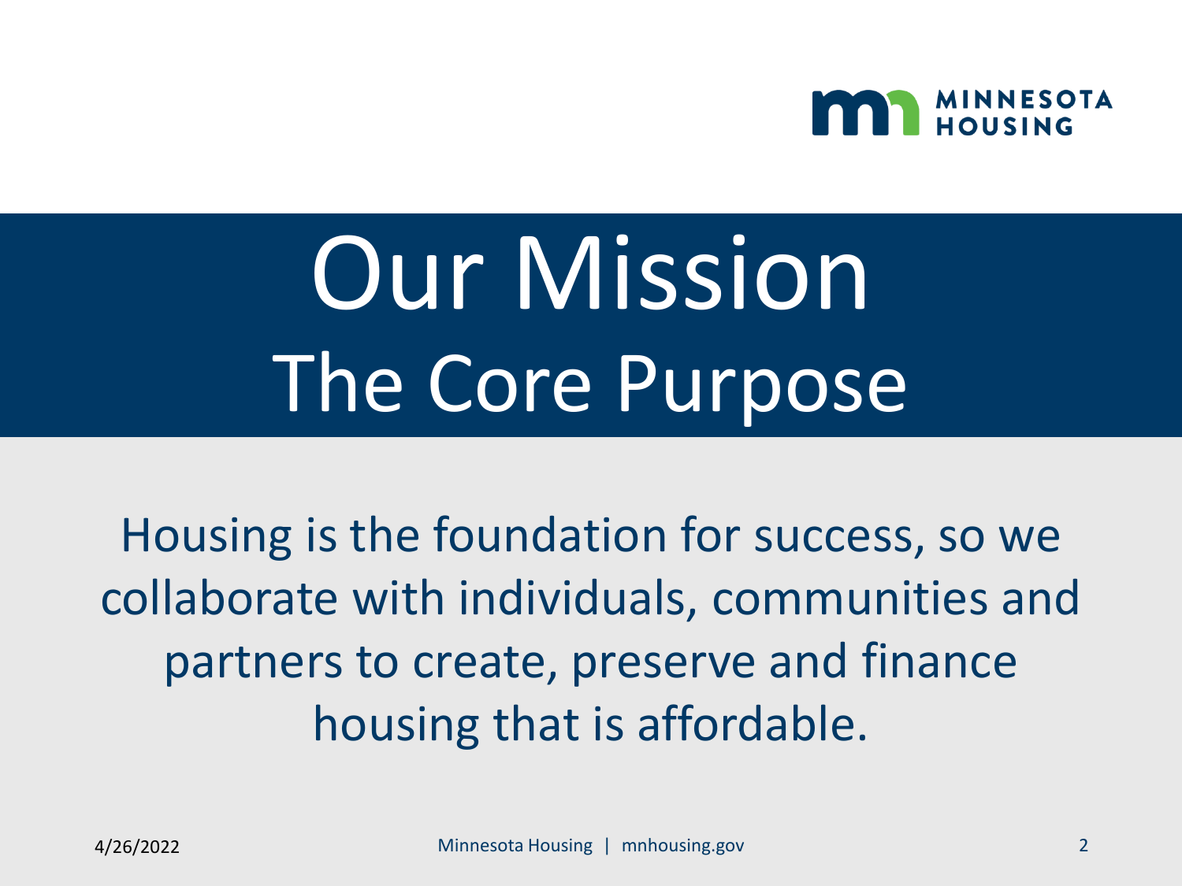# Our Mission
## The Core Purpose

Housing is the foundation for success, so we collaborate with individuals, communities and partners to create, preserve and finance housing that is affordable.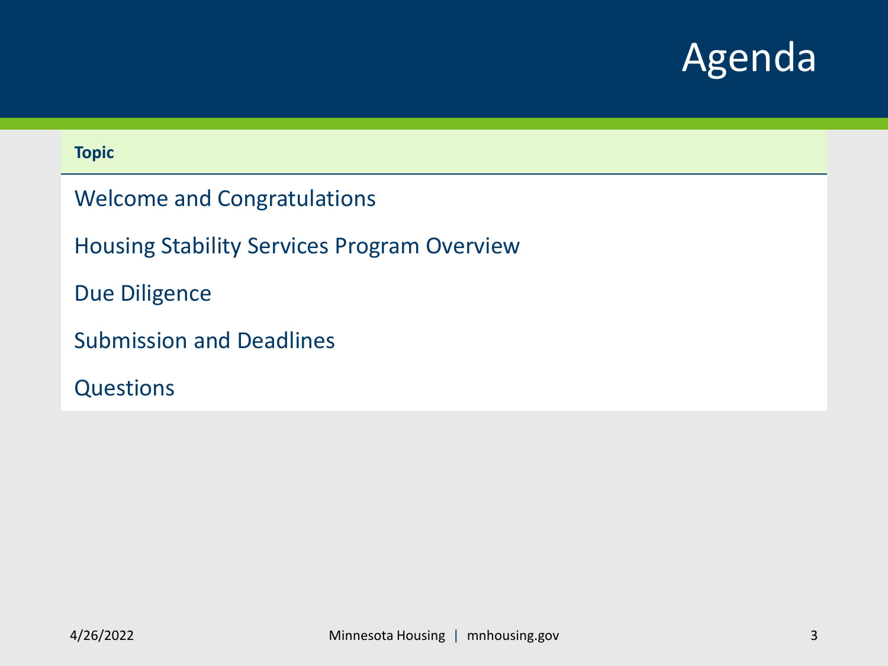# Agenda

| Topic |
| --- |
| Welcome and Congratulations |
| Housing Stability Services Program Overview |
| Due Diligence |
| Submission and Deadlines |
| Questions |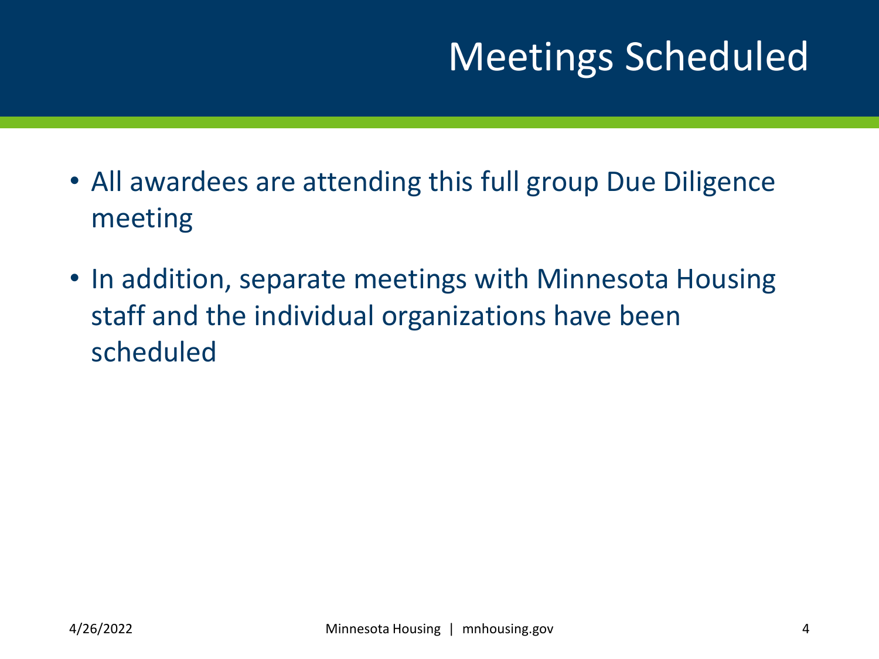# Meetings Scheduled

- All awardees are attending this full group Due Diligence meeting
- In addition, separate meetings with Minnesota Housing staff and the individual organizations have been scheduled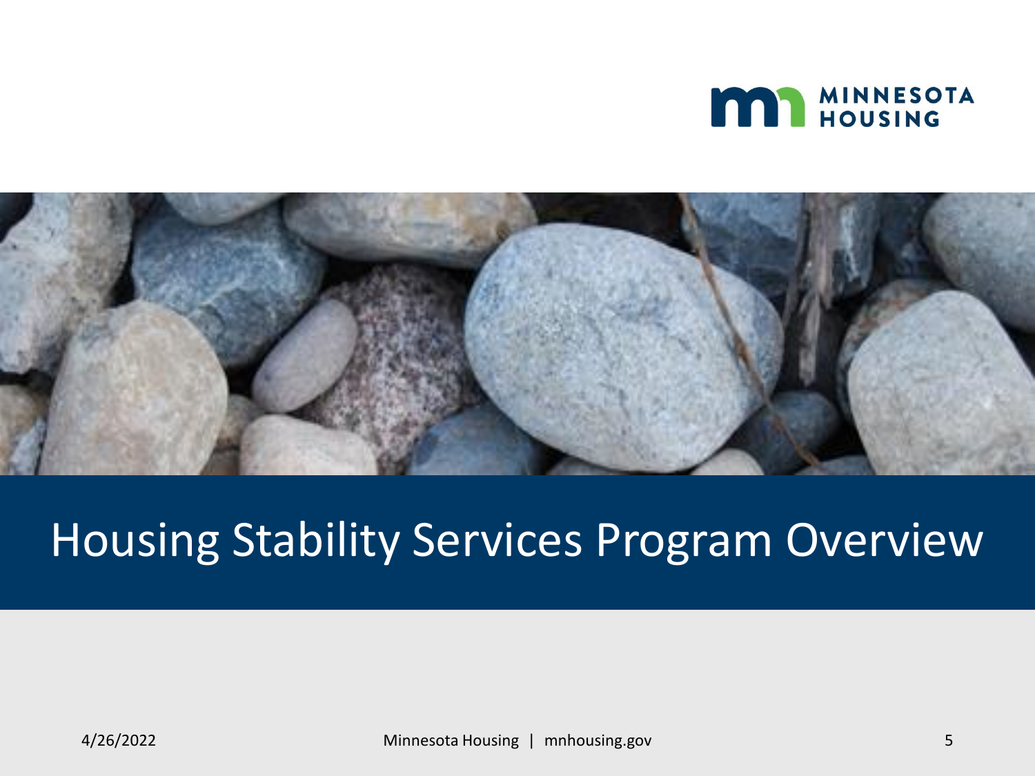# Housing Stability Services Program Overview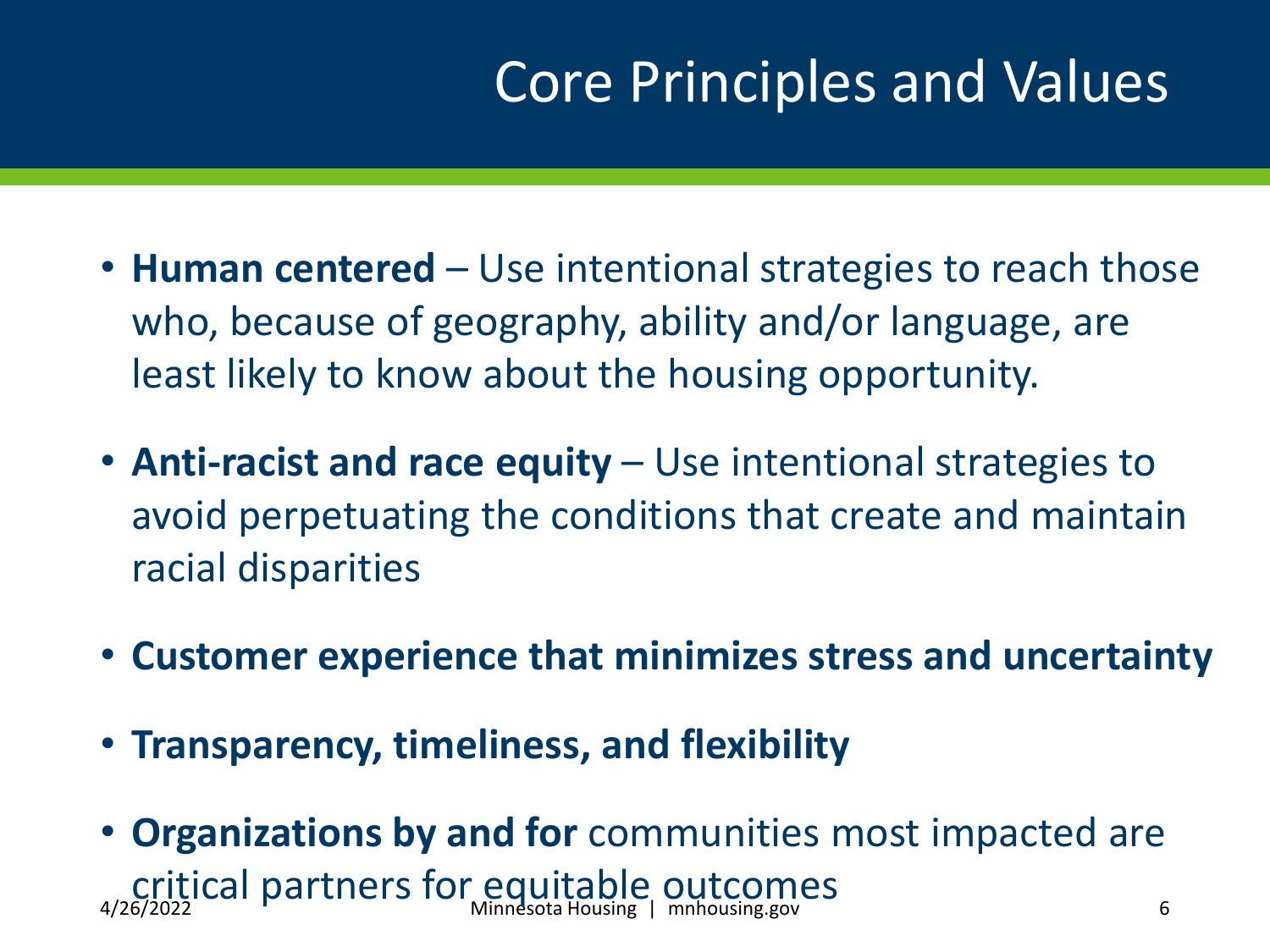# Core Principles and Values

- **Human centered** – Use intentional strategies to reach those who, because of geography, ability and/or language, are least likely to know about the housing opportunity.
- **Anti-racist and race equity** – Use intentional strategies to avoid perpetuating the conditions that create and maintain racial disparities
- **Customer experience that minimizes stress and uncertainty**
- **Transparency, timeliness, and flexibility**
- **Organizations by and for** communities most impacted are critical partners for equitable outcomes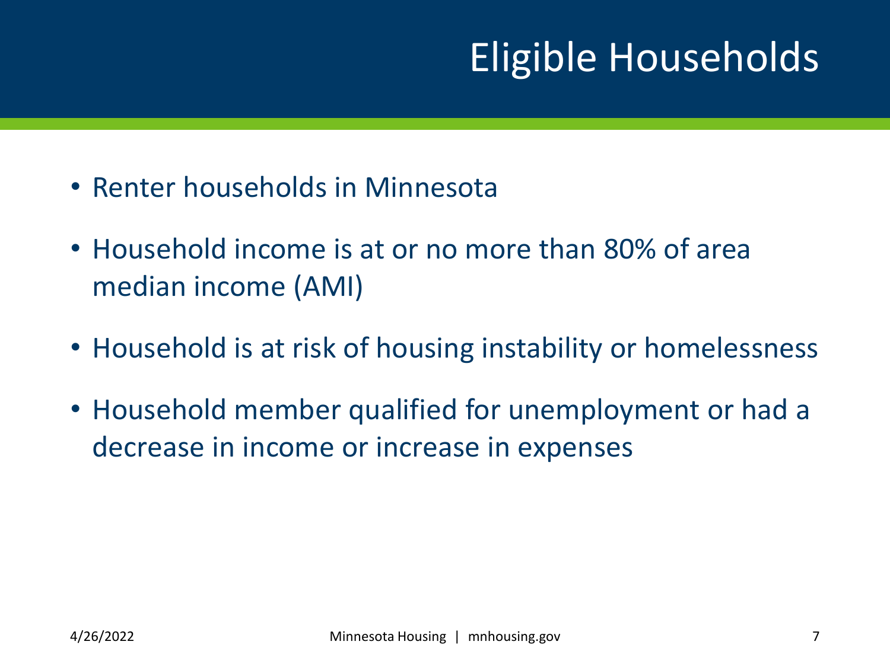# Eligible Households

- Renter households in Minnesota
- Household income is at or no more than 80% of area median income (AMI)
- Household is at risk of housing instability or homelessness
- Household member qualified for unemployment or had a decrease in income or increase in expenses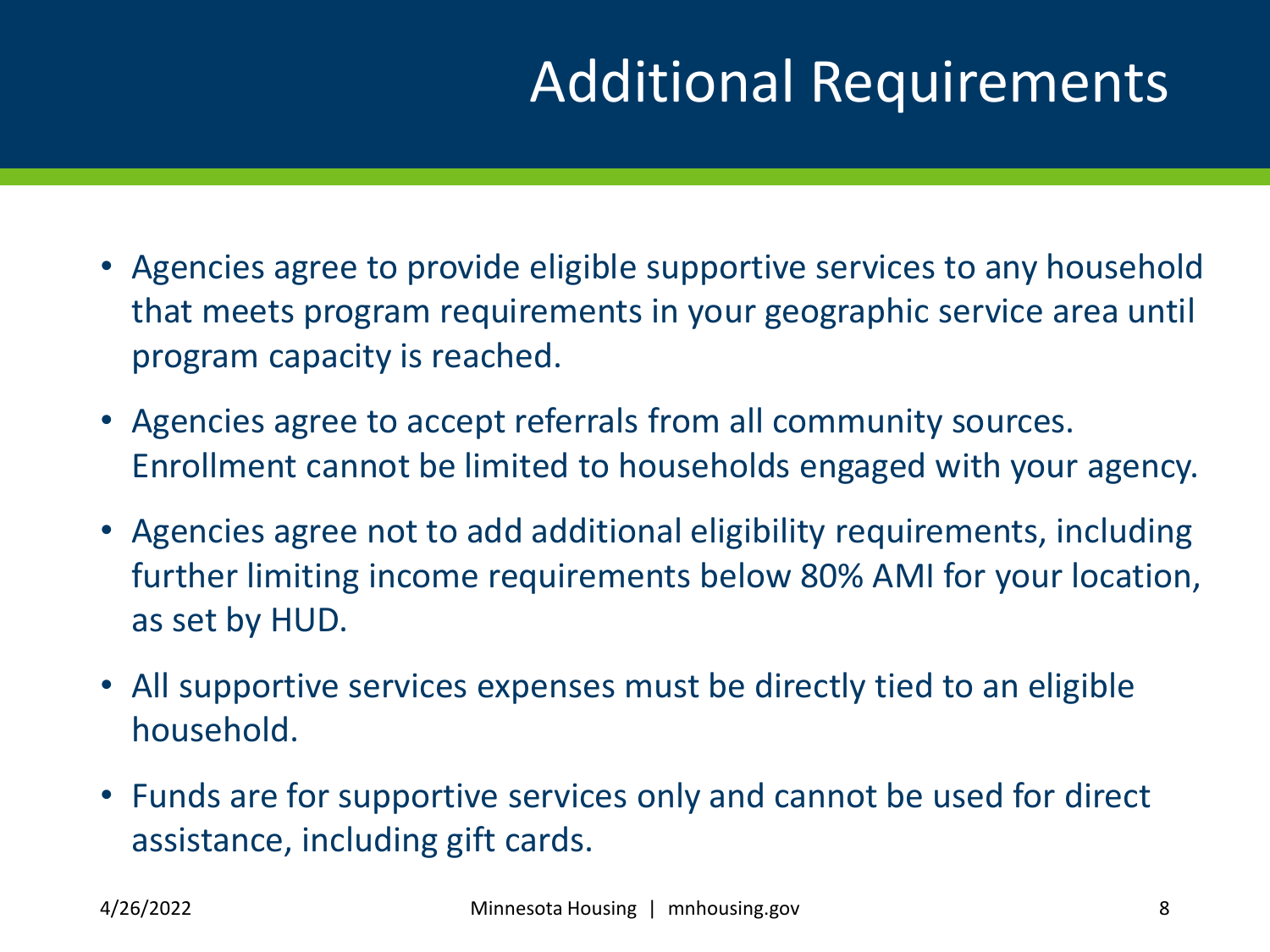# Additional Requirements

- Agencies agree to provide eligible supportive services to any household that meets program requirements in your geographic service area until program capacity is reached.
- Agencies agree to accept referrals from all community sources. Enrollment cannot be limited to households engaged with your agency.
- Agencies agree not to add additional eligibility requirements, including further limiting income requirements below 80% AMI for your location, as set by HUD.
- All supportive services expenses must be directly tied to an eligible household.
- Funds are for supportive services only and cannot be used for direct assistance, including gift cards.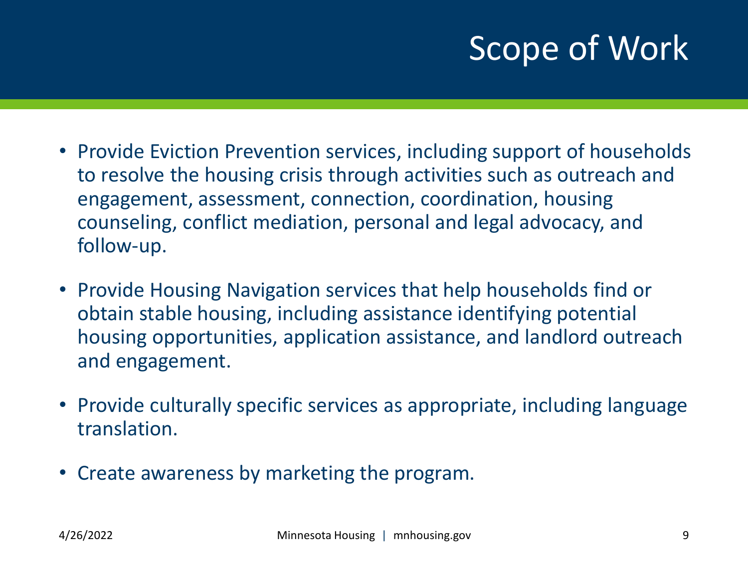# Scope of Work

- Provide Eviction Prevention services, including support of households to resolve the housing crisis through activities such as outreach and engagement, assessment, connection, coordination, housing counseling, conflict mediation, personal and legal advocacy, and follow-up.
- Provide Housing Navigation services that help households find or obtain stable housing, including assistance identifying potential housing opportunities, application assistance, and landlord outreach and engagement.
- Provide culturally specific services as appropriate, including language translation.
- Create awareness by marketing the program.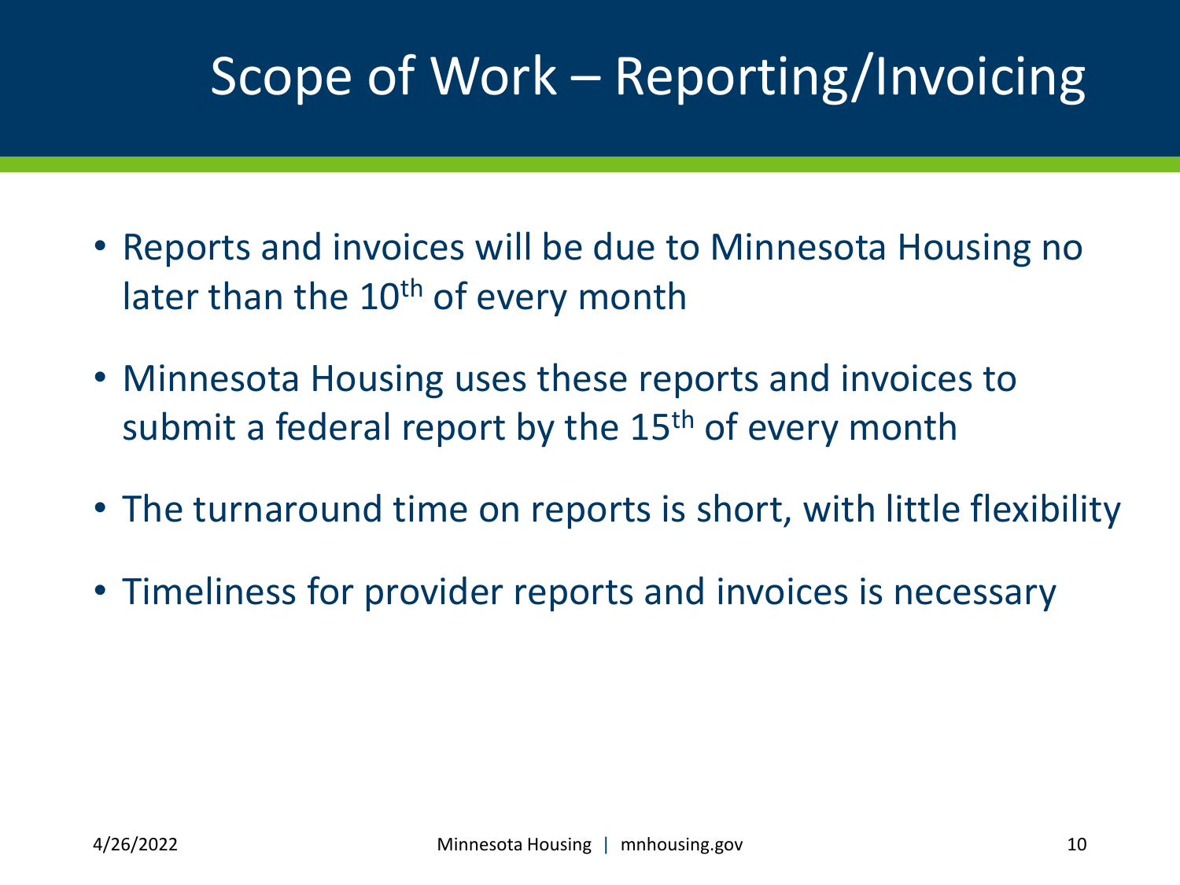# Scope of Work – Reporting/Invoicing

- Reports and invoices will be due to Minnesota Housing no later than the 10th of every month
- Minnesota Housing uses these reports and invoices to submit a federal report by the 15th of every month
- The turnaround time on reports is short, with little flexibility
- Timeliness for provider reports and invoices is necessary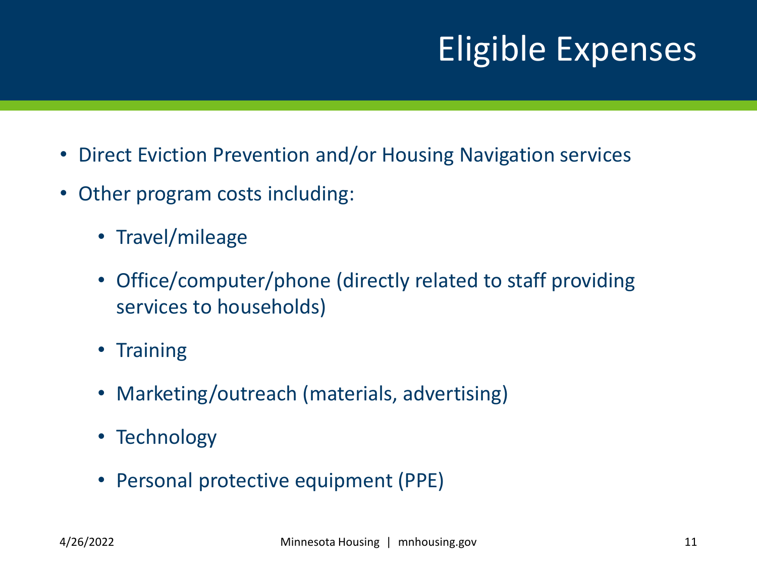# Eligible Expenses

- Direct Eviction Prevention and/or Housing Navigation services
- Other program costs including:
  - Travel/mileage
  - Office/computer/phone (directly related to staff providing services to households)
  - Training
  - Marketing/outreach (materials, advertising)
  - Technology
  - Personal protective equipment (PPE)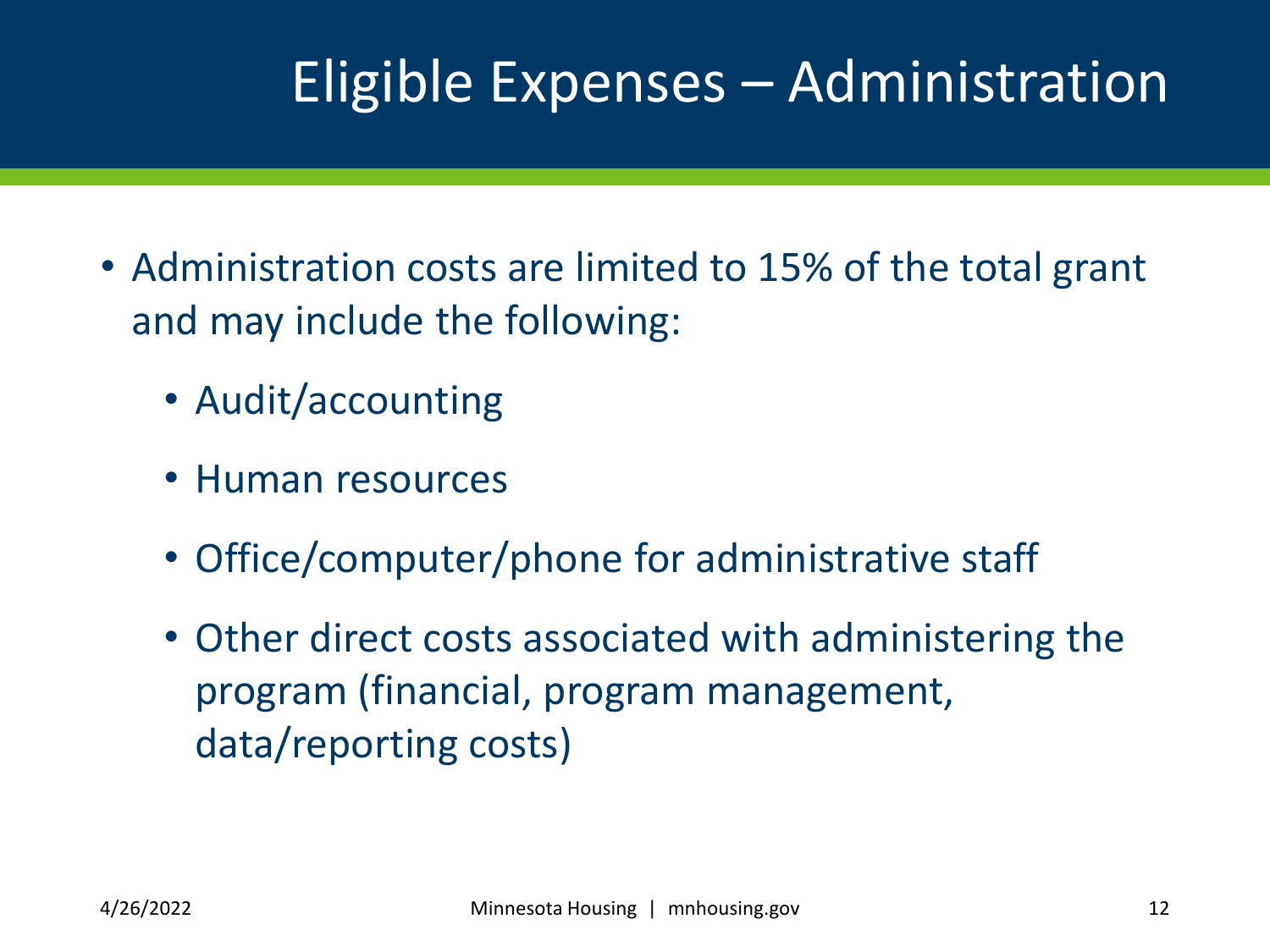# Eligible Expenses – Administration

- Administration costs are limited to 15% of the total grant and may include the following:
  - Audit/accounting
  - Human resources
  - Office/computer/phone for administrative staff
  - Other direct costs associated with administering the program (financial, program management, data/reporting costs)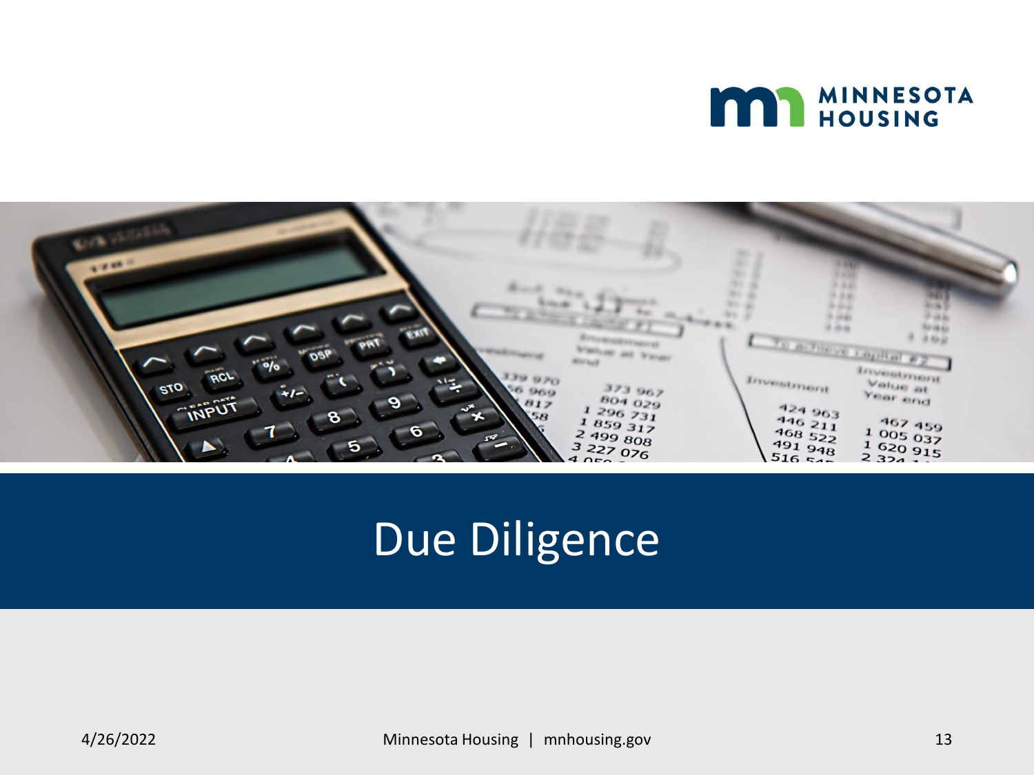# Due Diligence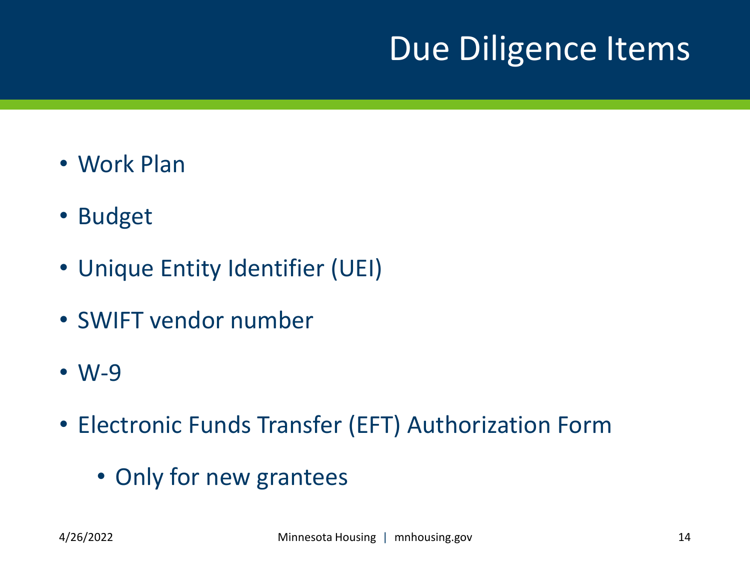# Due Diligence Items

- Work Plan
- Budget
- Unique Entity Identifier (UEI)
- SWIFT vendor number
- W-9
- Electronic Funds Transfer (EFT) Authorization Form
  - Only for new grantees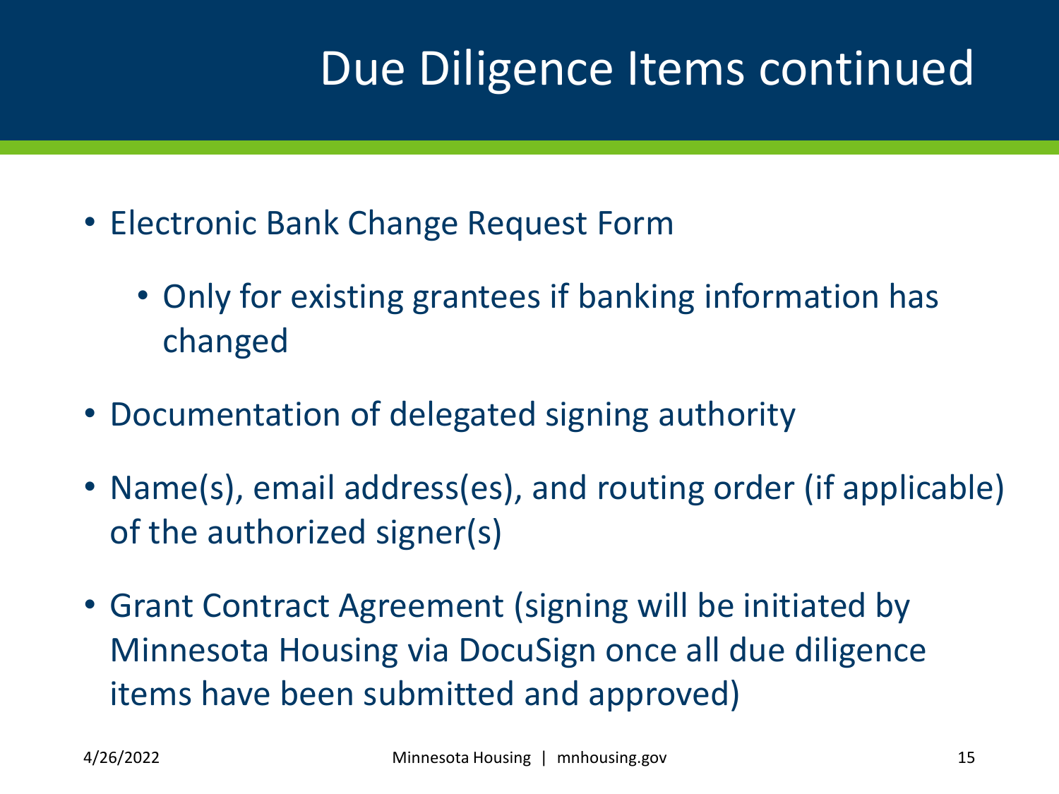# Due Diligence Items continued

- Electronic Bank Change Request Form
  - Only for existing grantees if banking information has changed
- Documentation of delegated signing authority
- Name(s), email address(es), and routing order (if applicable) of the authorized signer(s)
- Grant Contract Agreement (signing will be initiated by Minnesota Housing via DocuSign once all due diligence items have been submitted and approved)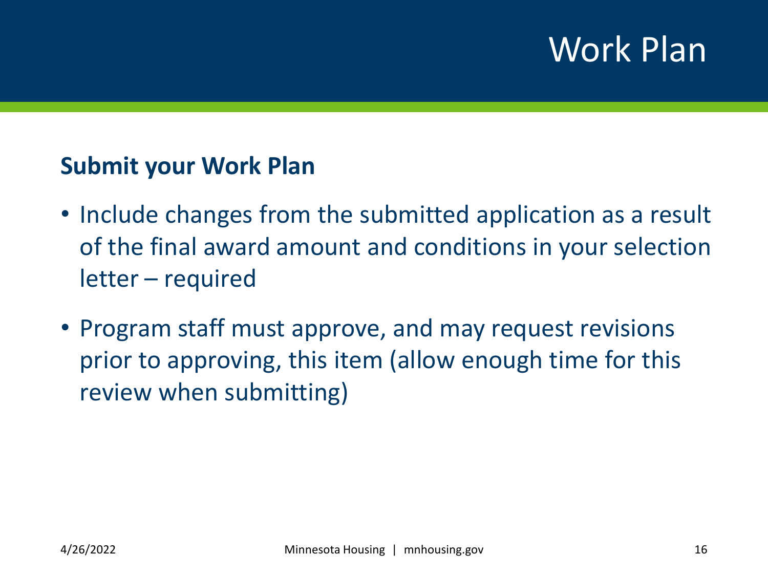# Work Plan

**Submit your Work Plan**

- Include changes from the submitted application as a result of the final award amount and conditions in your selection letter – required
- Program staff must approve, and may request revisions prior to approving, this item (allow enough time for this review when submitting)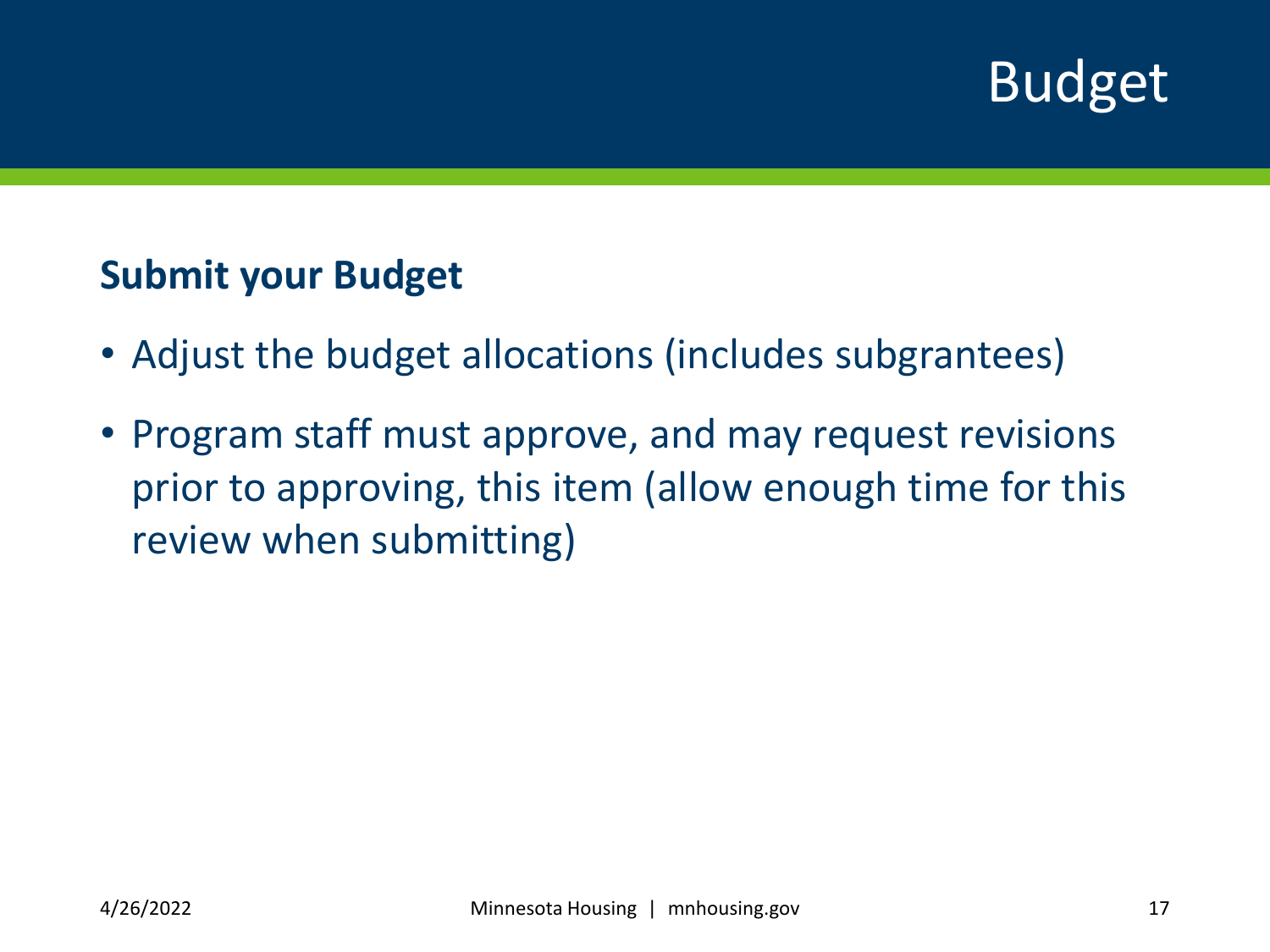# Budget

## Submit your Budget

- Adjust the budget allocations (includes subgrantees)
- Program staff must approve, and may request revisions prior to approving, this item (allow enough time for this review when submitting)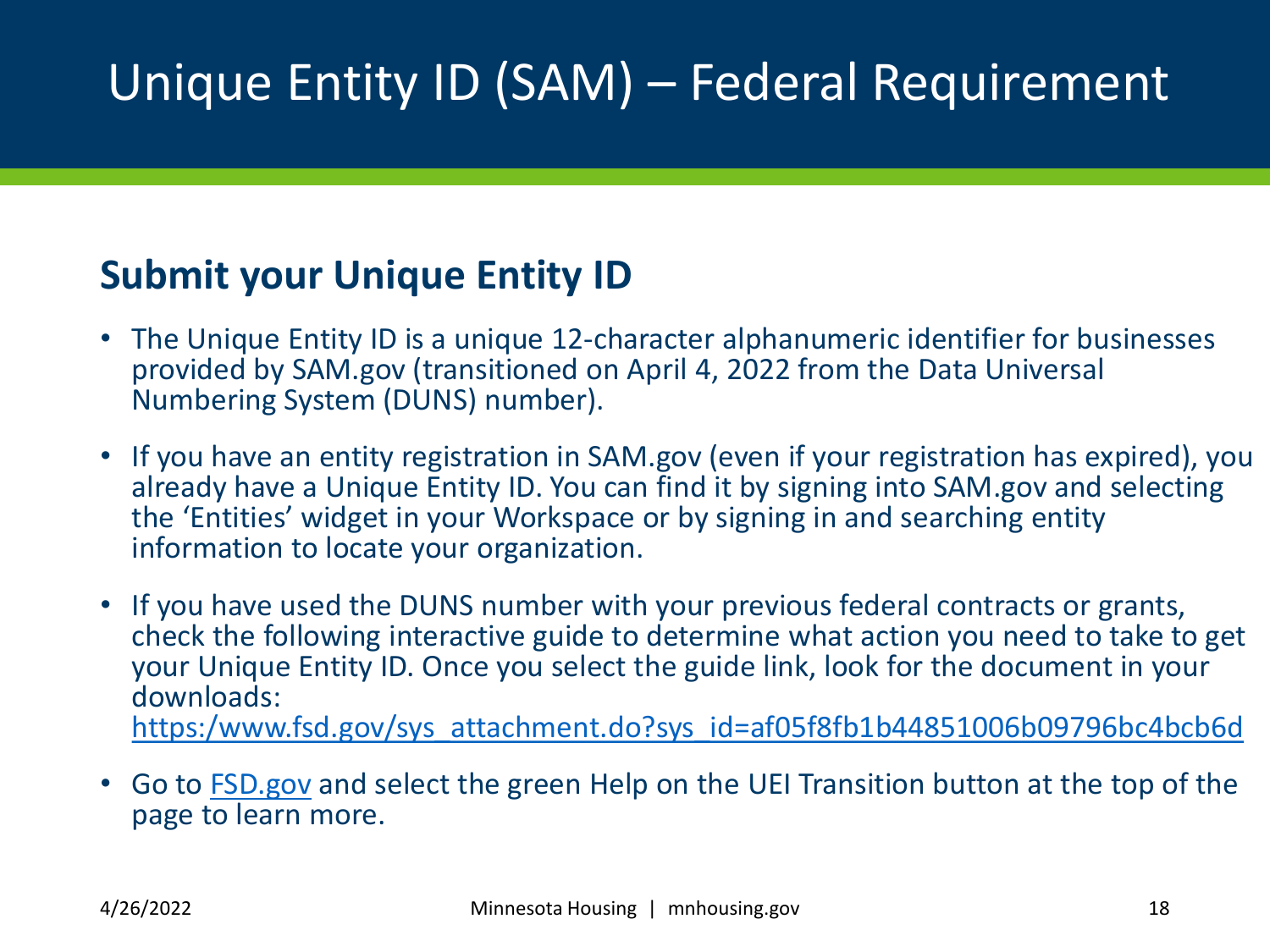# Unique Entity ID (SAM) – Federal Requirement

## Submit your Unique Entity ID

- The Unique Entity ID is a unique 12-character alphanumeric identifier for businesses provided by SAM.gov (transitioned on April 4, 2022 from the Data Universal Numbering System (DUNS) number).
- If you have an entity registration in SAM.gov (even if your registration has expired), you already have a Unique Entity ID. You can find it by signing into SAM.gov and selecting the 'Entities' widget in your Workspace or by signing in and searching entity information to locate your organization.
- If you have used the DUNS number with your previous federal contracts or grants, check the following interactive guide to determine what action you need to take to get your Unique Entity ID. Once you select the guide link, look for the document in your downloads: https:/www.fsd.gov/sys_attachment.do?sys_id=af05f8fb1b44851006b09796bc4bcb6d
- Go to FSD.gov and select the green Help on the UEI Transition button at the top of the page to learn more.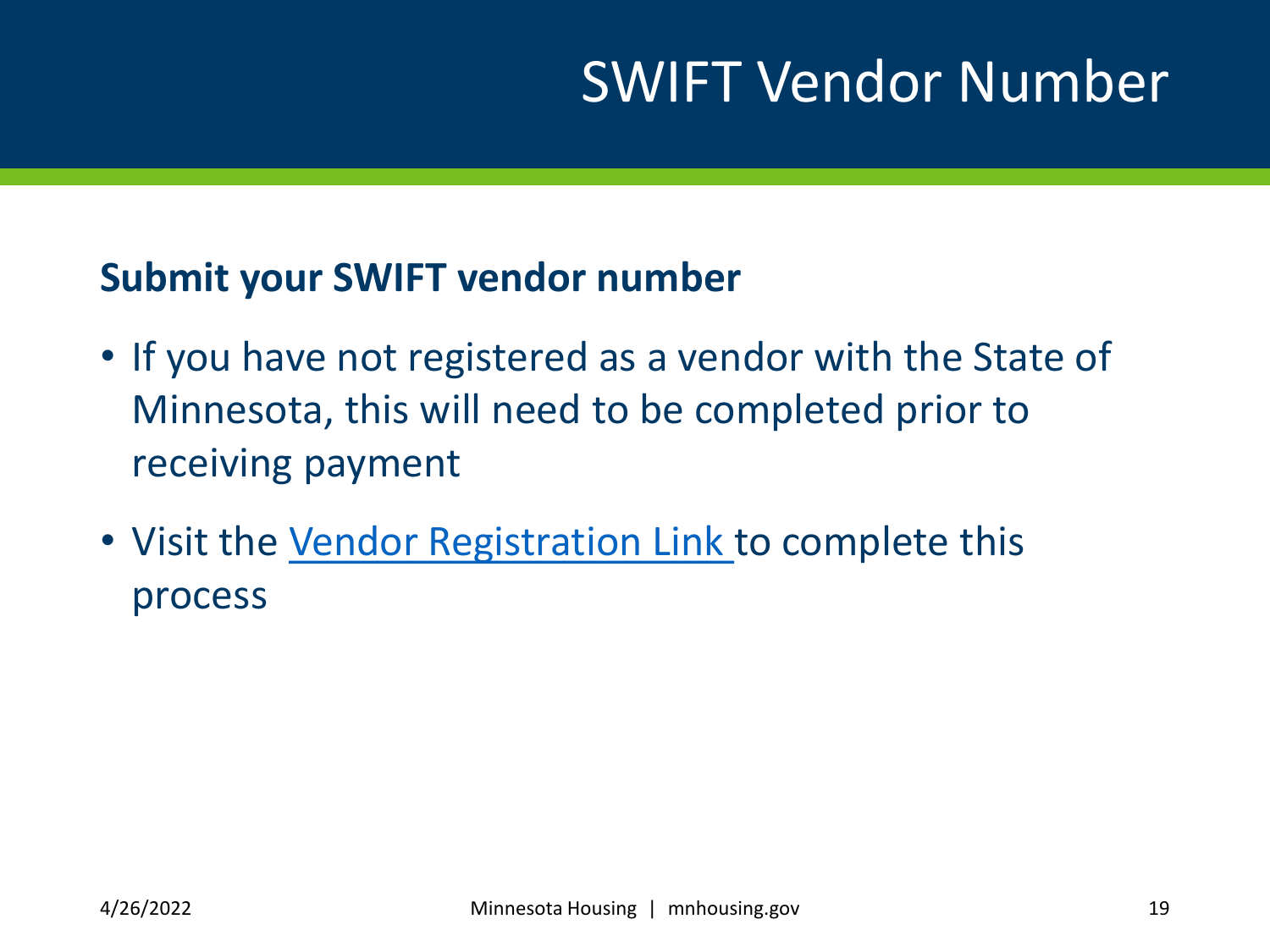# SWIFT Vendor Number

**Submit your SWIFT vendor number**

- If you have not registered as a vendor with the State of Minnesota, this will need to be completed prior to receiving payment
- Visit the Vendor Registration Link to complete this process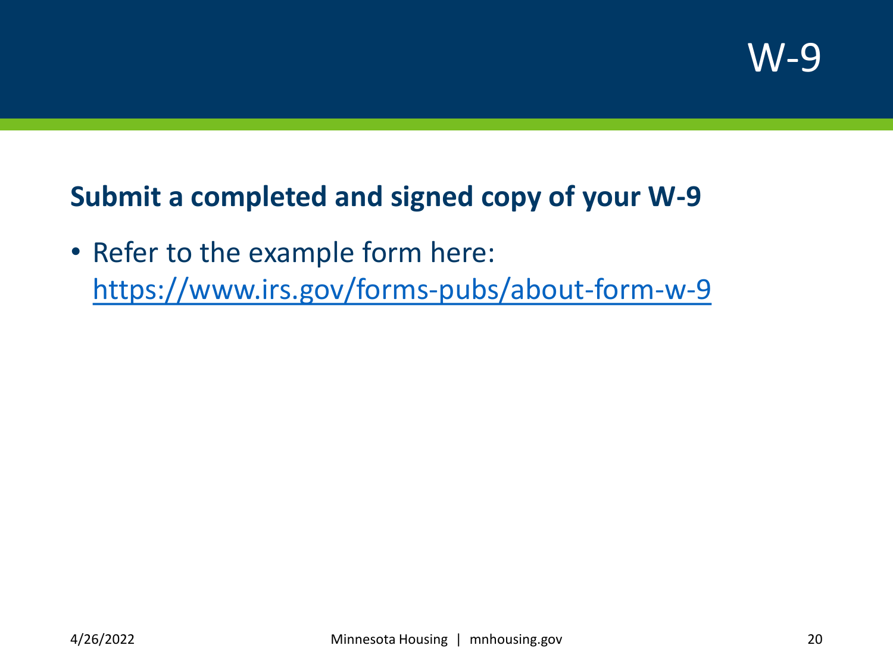# W-9

**Submit a completed and signed copy of your W-9**

- Refer to the example form here: https://www.irs.gov/forms-pubs/about-form-w-9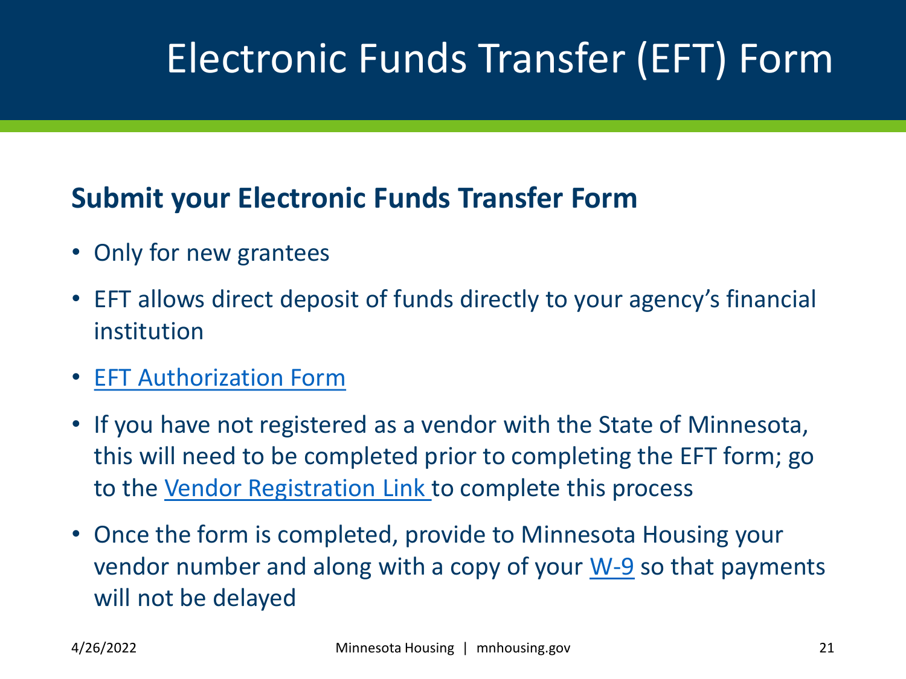# Electronic Funds Transfer (EFT) Form

## Submit your Electronic Funds Transfer Form

- Only for new grantees
- EFT allows direct deposit of funds directly to your agency's financial institution
- EFT Authorization Form
- If you have not registered as a vendor with the State of Minnesota, this will need to be completed prior to completing the EFT form; go to the Vendor Registration Link to complete this process
- Once the form is completed, provide to Minnesota Housing your vendor number and along with a copy of your W-9 so that payments will not be delayed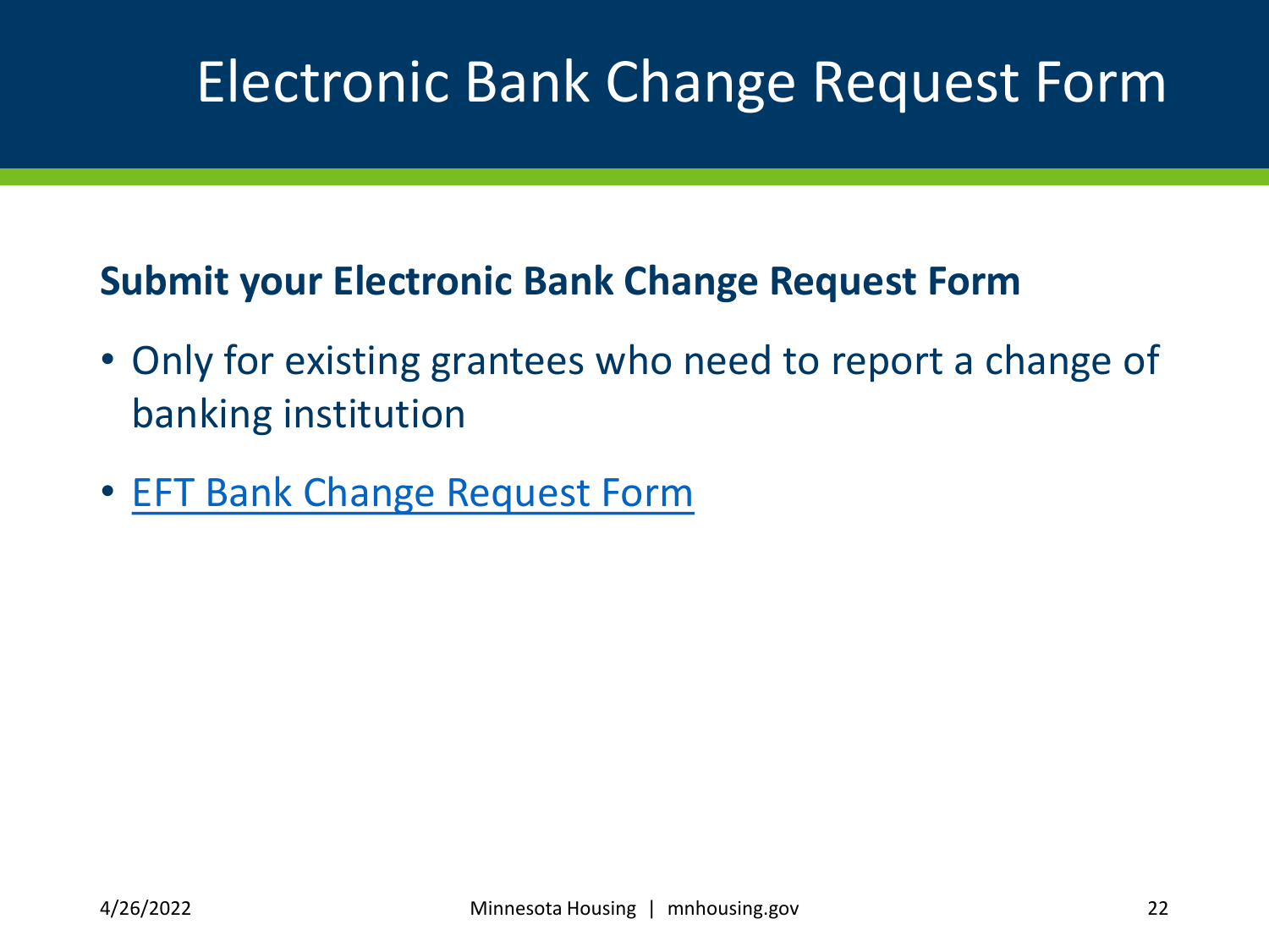# Electronic Bank Change Request Form

**Submit your Electronic Bank Change Request Form**

- Only for existing grantees who need to report a change of banking institution
- EFT Bank Change Request Form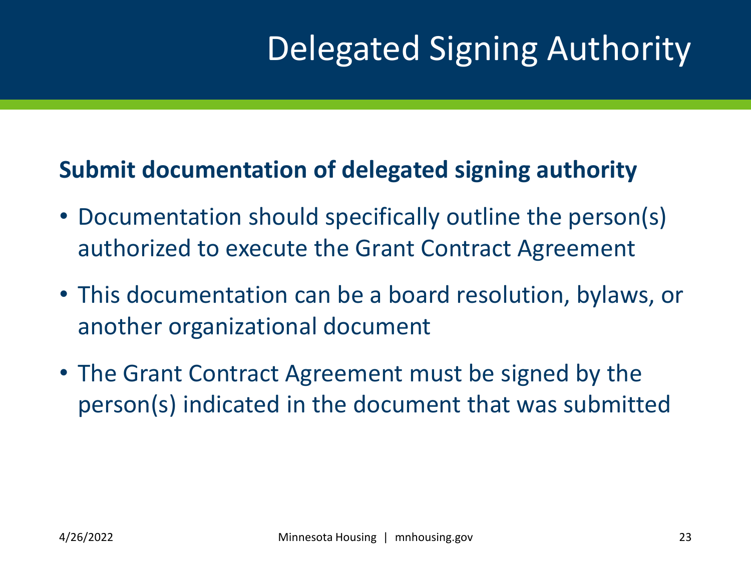# Delegated Signing Authority

**Submit documentation of delegated signing authority**

- Documentation should specifically outline the person(s) authorized to execute the Grant Contract Agreement
- This documentation can be a board resolution, bylaws, or another organizational document
- The Grant Contract Agreement must be signed by the person(s) indicated in the document that was submitted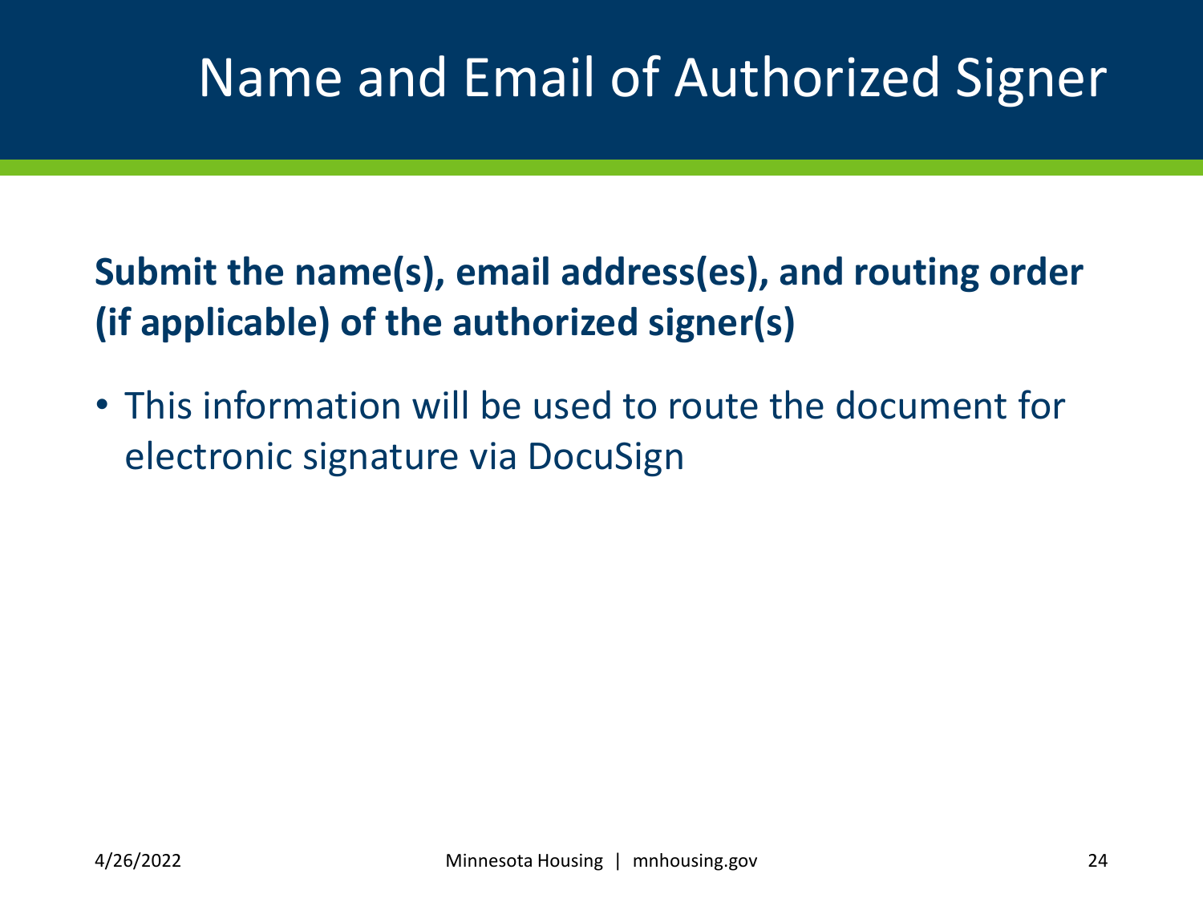# Name and Email of Authorized Signer

**Submit the name(s), email address(es), and routing order (if applicable) of the authorized signer(s)**

- This information will be used to route the document for electronic signature via DocuSign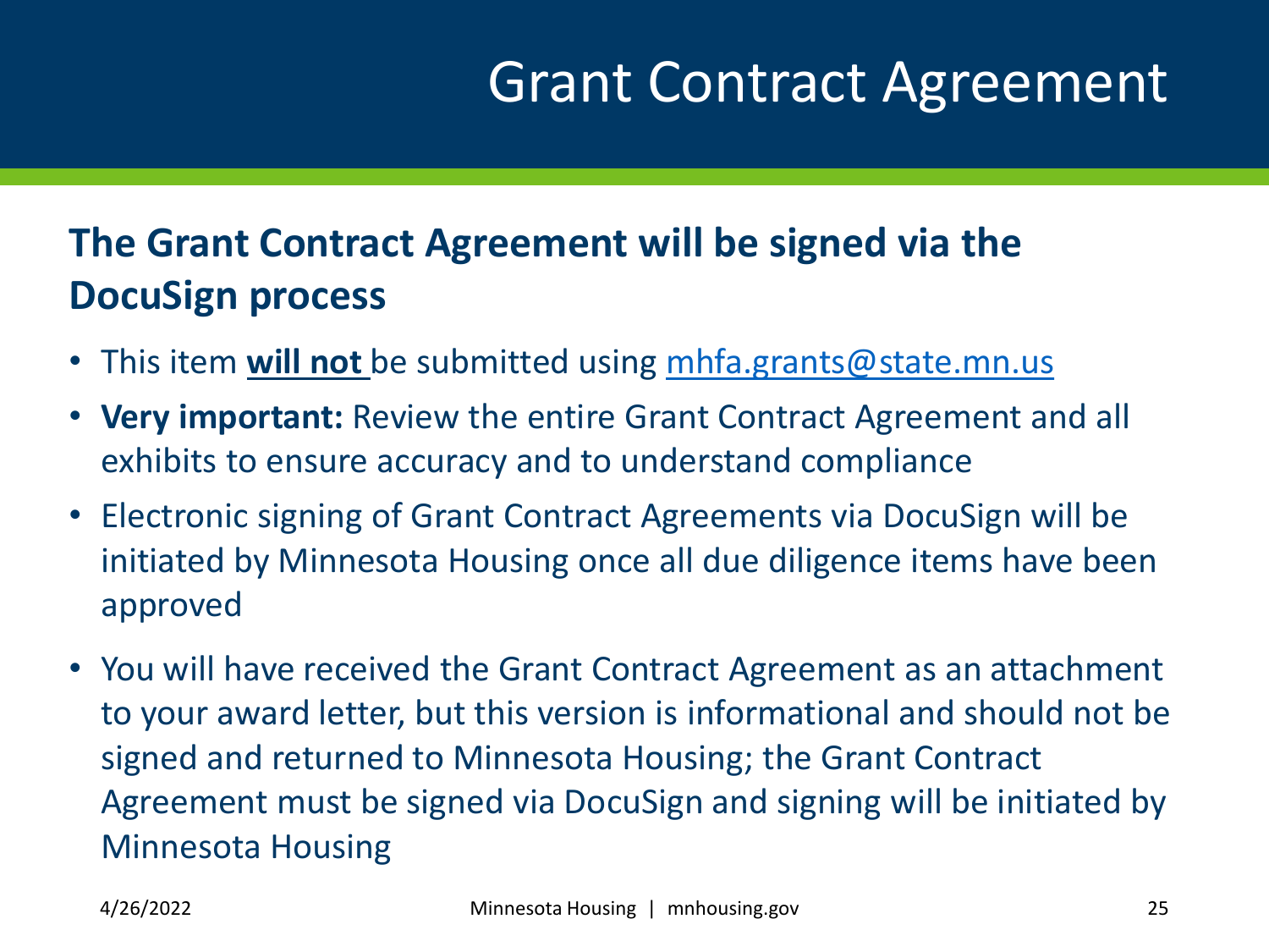# Grant Contract Agreement

## The Grant Contract Agreement will be signed via the DocuSign process

- This item **will not** be submitted using mhfa.grants@state.mn.us
- **Very important:** Review the entire Grant Contract Agreement and all exhibits to ensure accuracy and to understand compliance
- Electronic signing of Grant Contract Agreements via DocuSign will be initiated by Minnesota Housing once all due diligence items have been approved
- You will have received the Grant Contract Agreement as an attachment to your award letter, but this version is informational and should not be signed and returned to Minnesota Housing; the Grant Contract Agreement must be signed via DocuSign and signing will be initiated by Minnesota Housing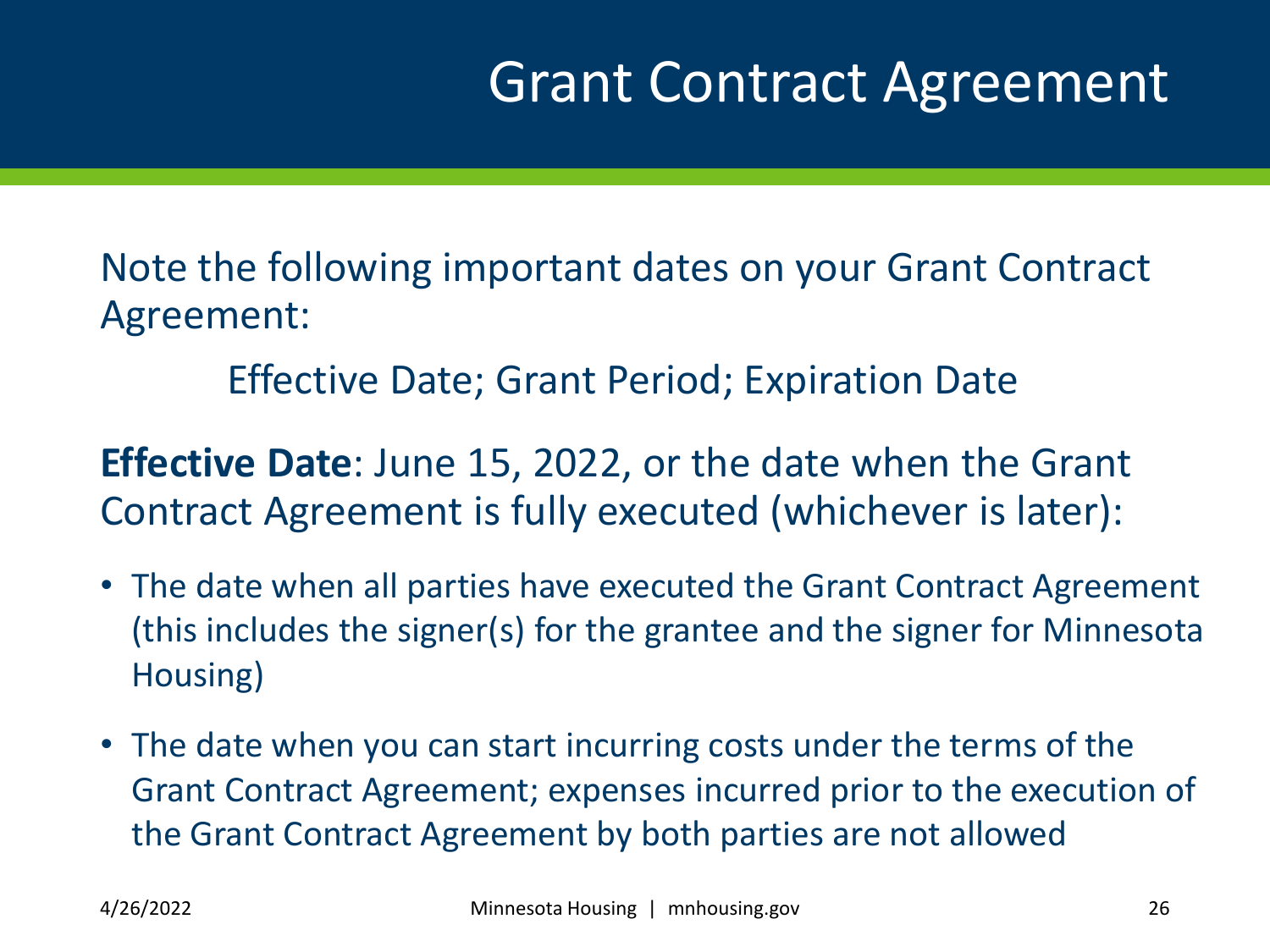# Grant Contract Agreement

Note the following important dates on your Grant Contract Agreement:

Effective Date; Grant Period; Expiration Date

**Effective Date**: June 15, 2022, or the date when the Grant Contract Agreement is fully executed (whichever is later):

- The date when all parties have executed the Grant Contract Agreement (this includes the signer(s) for the grantee and the signer for Minnesota Housing)
- The date when you can start incurring costs under the terms of the Grant Contract Agreement; expenses incurred prior to the execution of the Grant Contract Agreement by both parties are not allowed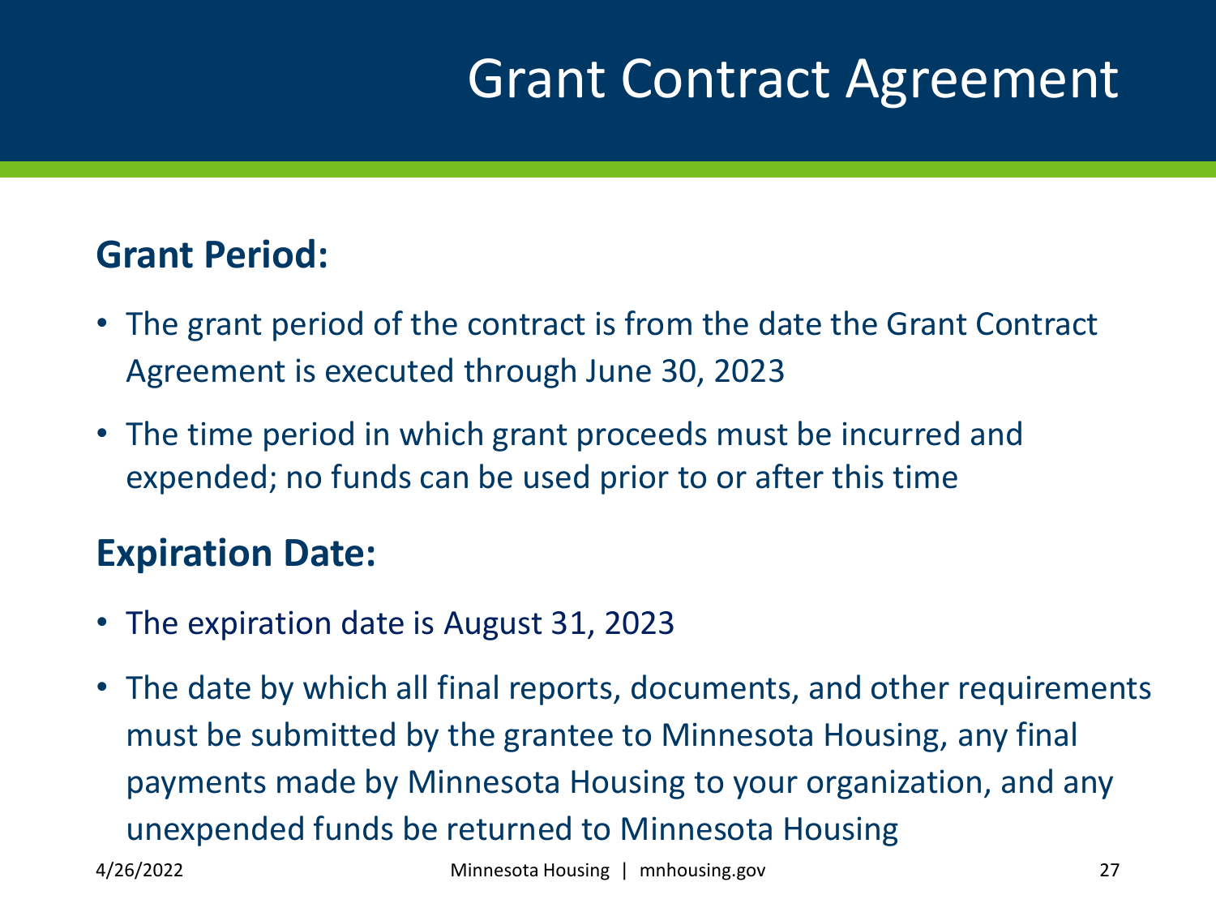# Grant Contract Agreement

## Grant Period:

- The grant period of the contract is from the date the Grant Contract Agreement is executed through June 30, 2023
- The time period in which grant proceeds must be incurred and expended; no funds can be used prior to or after this time

## Expiration Date:

- The expiration date is August 31, 2023
- The date by which all final reports, documents, and other requirements must be submitted by the grantee to Minnesota Housing, any final payments made by Minnesota Housing to your organization, and any unexpended funds be returned to Minnesota Housing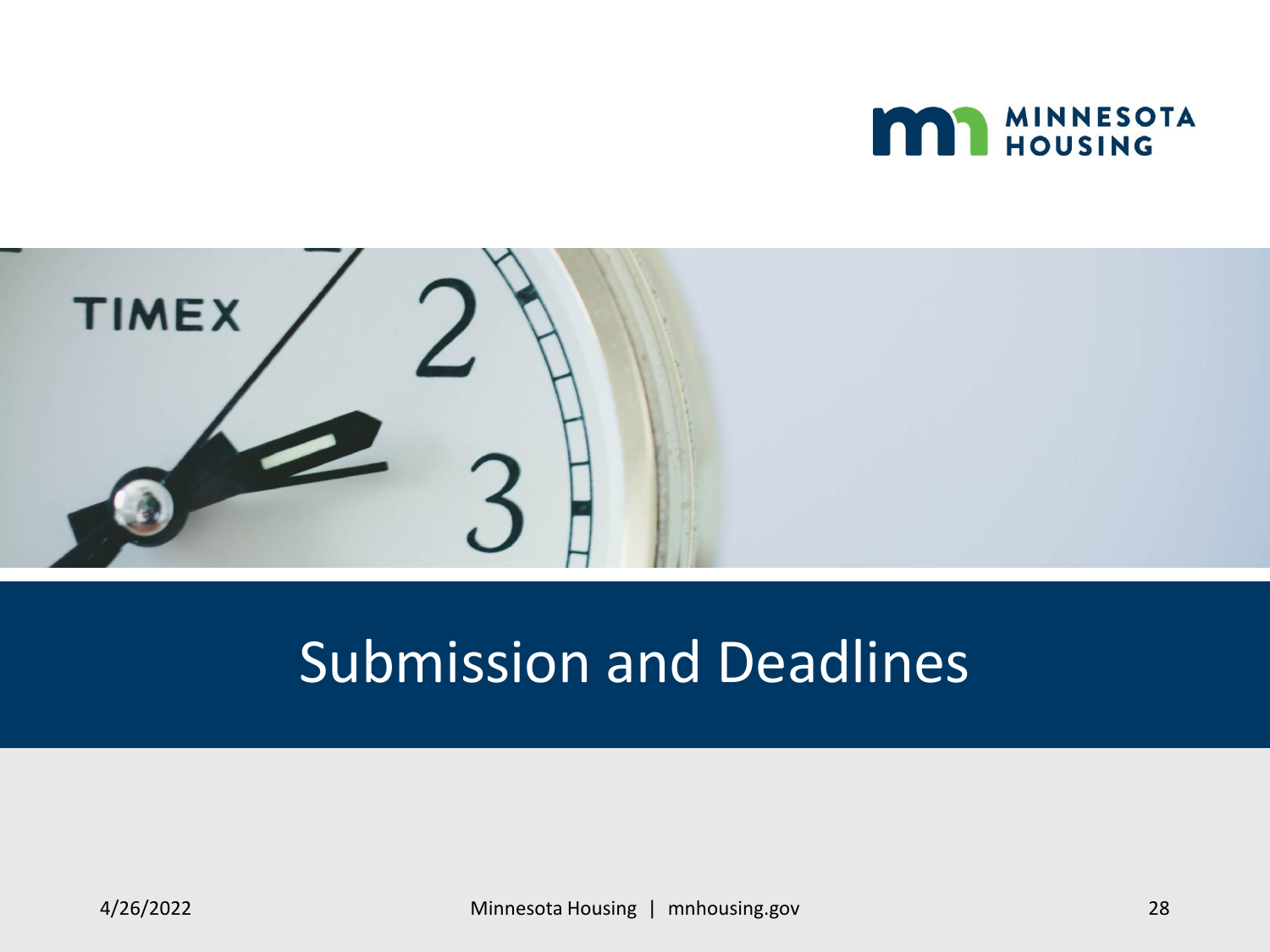# Submission and Deadlines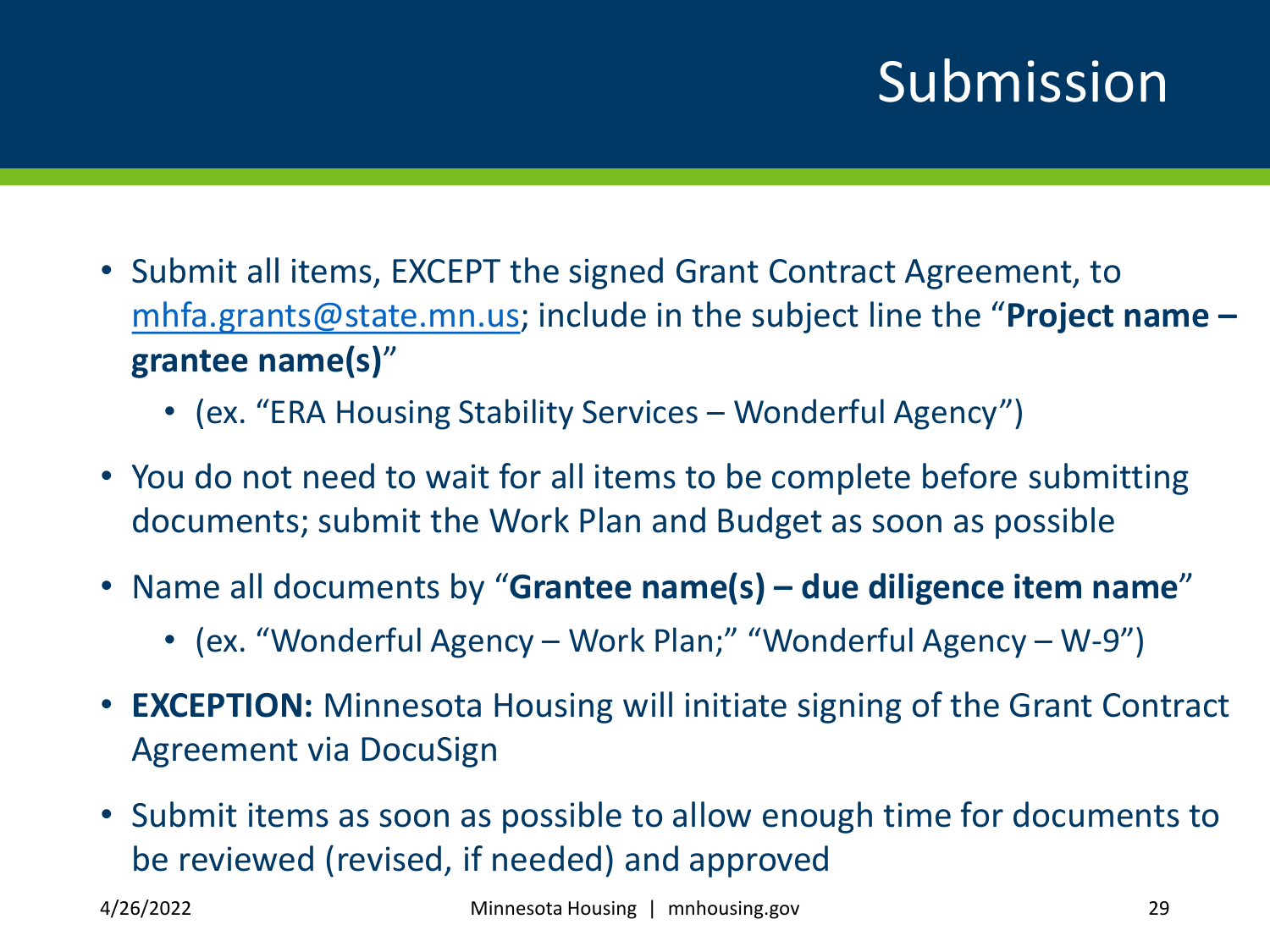# Submission

- Submit all items, EXCEPT the signed Grant Contract Agreement, to mhfa.grants@state.mn.us; include in the subject line the "**Project name – grantee name(s)**"
  - (ex. "ERA Housing Stability Services – Wonderful Agency")
- You do not need to wait for all items to be complete before submitting documents; submit the Work Plan and Budget as soon as possible
- Name all documents by "**Grantee name(s) – due diligence item name**"
  - (ex. "Wonderful Agency – Work Plan;" "Wonderful Agency – W-9")
- **EXCEPTION:** Minnesota Housing will initiate signing of the Grant Contract Agreement via DocuSign
- Submit items as soon as possible to allow enough time for documents to be reviewed (revised, if needed) and approved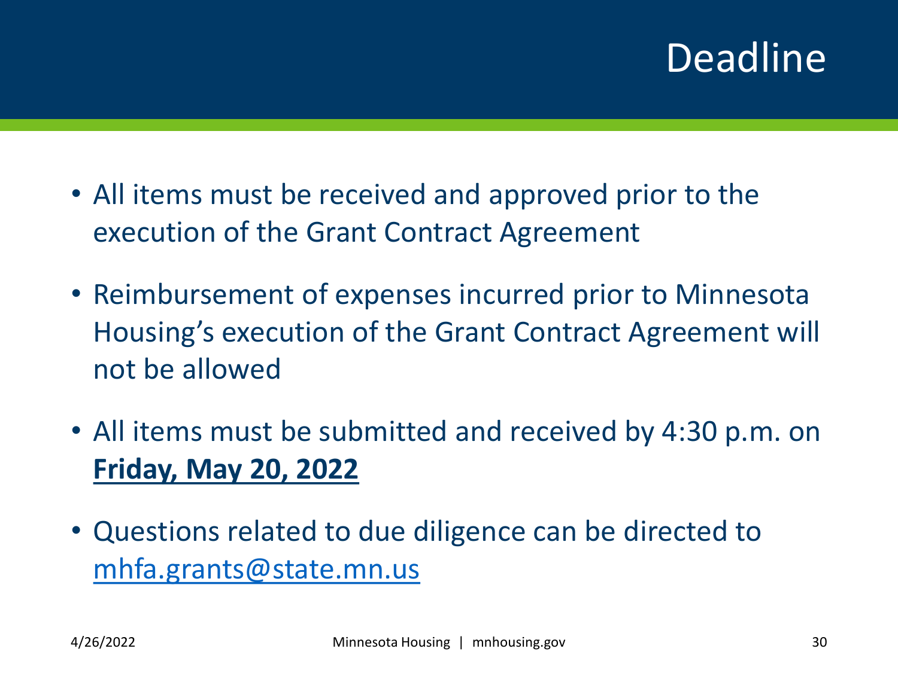# Deadline

- All items must be received and approved prior to the execution of the Grant Contract Agreement
- Reimbursement of expenses incurred prior to Minnesota Housing's execution of the Grant Contract Agreement will not be allowed
- All items must be submitted and received by 4:30 p.m. on **Friday, May 20, 2022**
- Questions related to due diligence can be directed to mhfa.grants@state.mn.us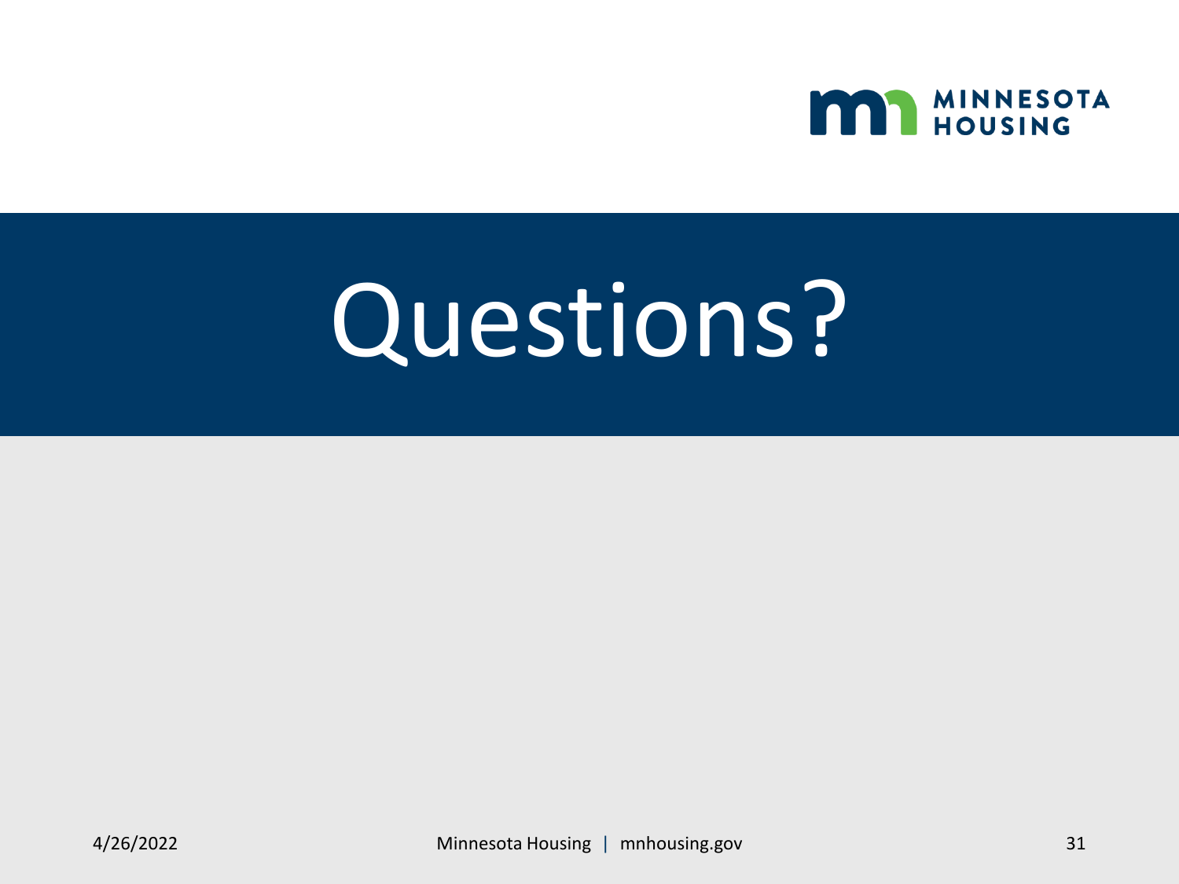# Questions?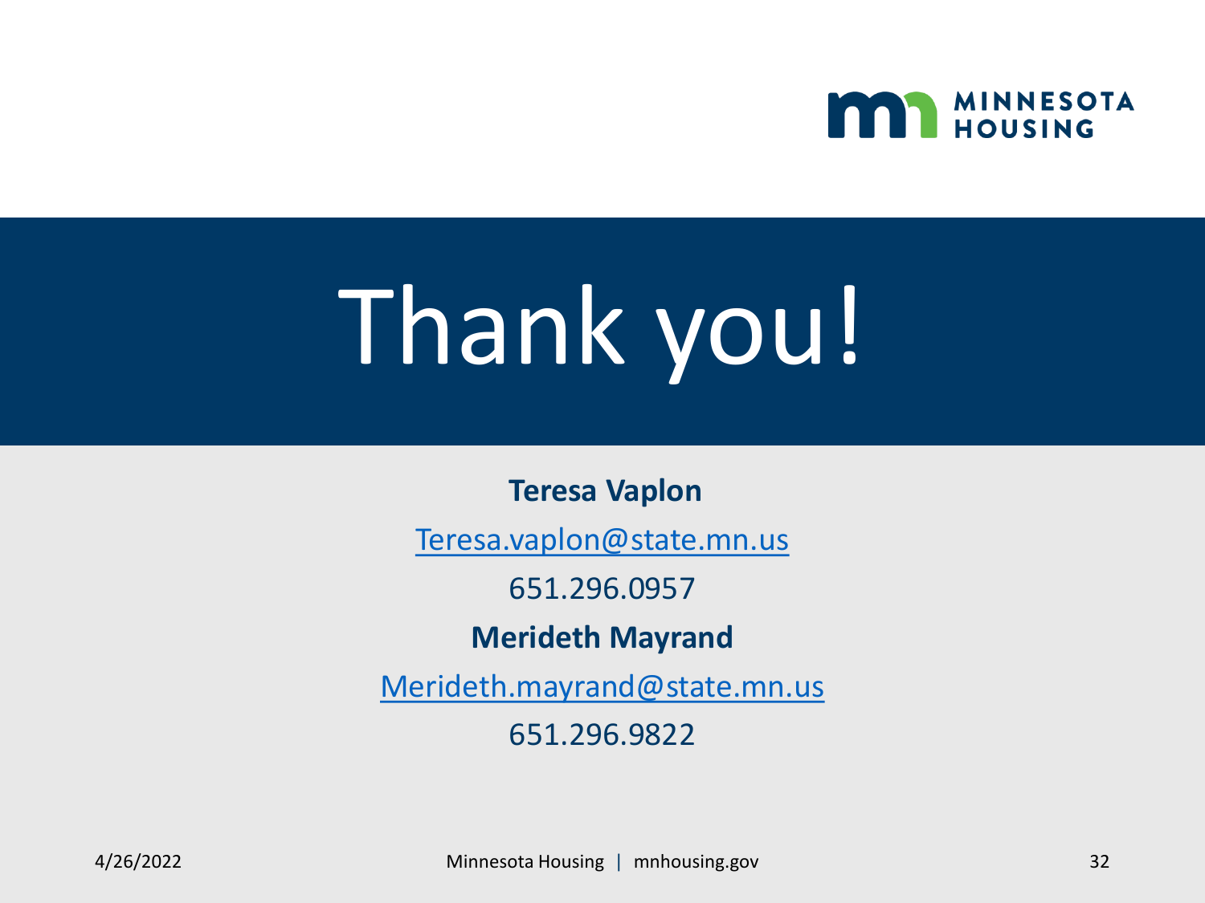# Thank you!

**Teresa Vaplon**

Teresa.vaplon@state.mn.us

651.296.0957

**Merideth Mayrand**

Merideth.mayrand@state.mn.us

651.296.9822